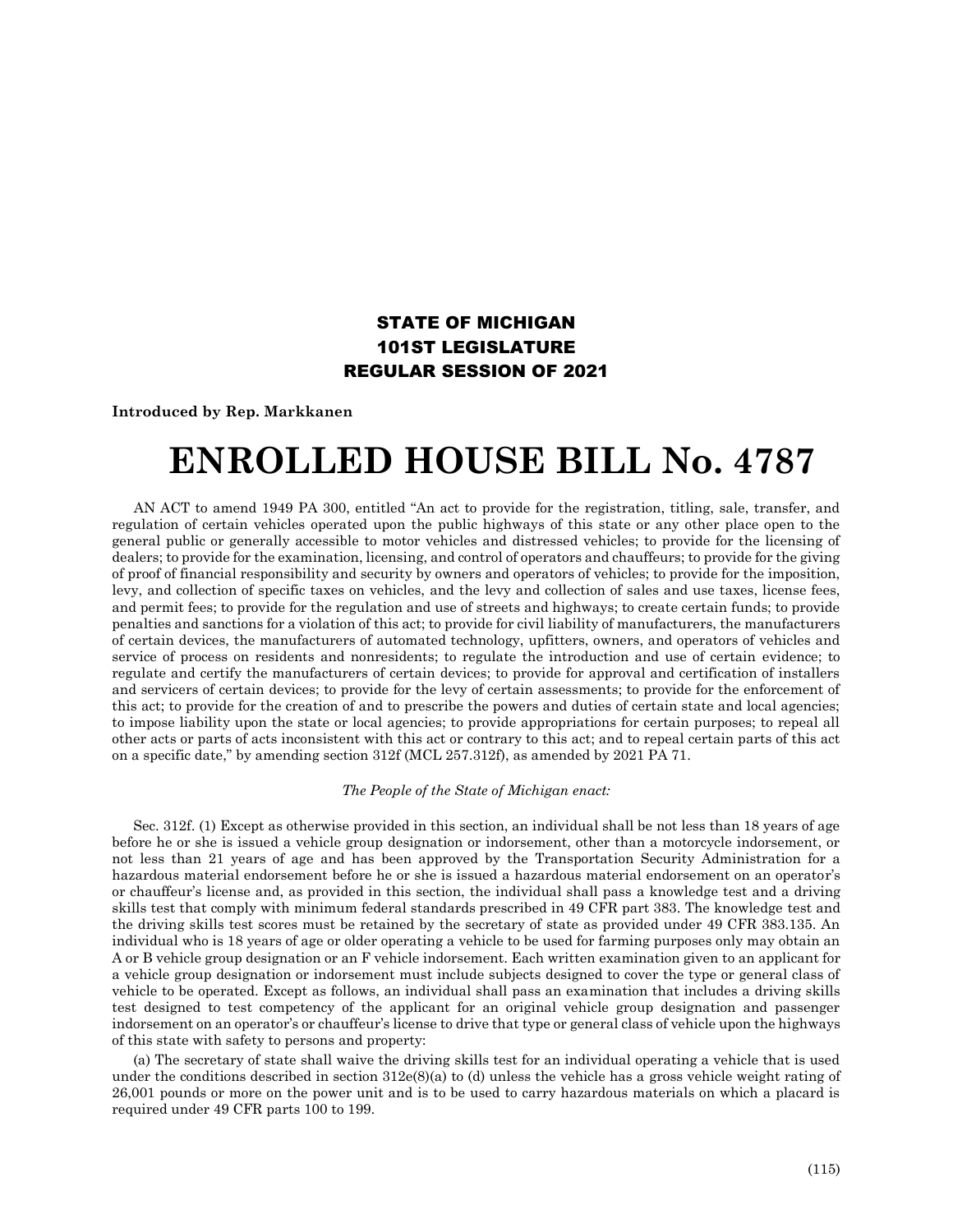**STATE OF MICHIGAN**
**101ST LEGISLATURE**
**REGULAR SESSION OF 2021**

**Introduced by Rep. Markkanen**

# ENROLLED HOUSE BILL No. 4787

AN ACT to amend 1949 PA 300, entitled "An act to provide for the registration, titling, sale, transfer, and regulation of certain vehicles operated upon the public highways of this state or any other place open to the general public or generally accessible to motor vehicles and distressed vehicles; to provide for the licensing of dealers; to provide for the examination, licensing, and control of operators and chauffeurs; to provide for the giving of proof of financial responsibility and security by owners and operators of vehicles; to provide for the imposition, levy, and collection of specific taxes on vehicles, and the levy and collection of sales and use taxes, license fees, and permit fees; to provide for the regulation and use of streets and highways; to create certain funds; to provide penalties and sanctions for a violation of this act; to provide for civil liability of manufacturers, the manufacturers of certain devices, the manufacturers of automated technology, upfitters, owners, and operators of vehicles and service of process on residents and nonresidents; to regulate the introduction and use of certain evidence; to regulate and certify the manufacturers of certain devices; to provide for approval and certification of installers and servicers of certain devices; to provide for the levy of certain assessments; to provide for the enforcement of this act; to provide for the creation of and to prescribe the powers and duties of certain state and local agencies; to impose liability upon the state or local agencies; to provide appropriations for certain purposes; to repeal all other acts or parts of acts inconsistent with this act or contrary to this act; and to repeal certain parts of this act on a specific date," by amending section 312f (MCL 257.312f), as amended by 2021 PA 71.

*The People of the State of Michigan enact:*

Sec. 312f. (1) Except as otherwise provided in this section, an individual shall be not less than 18 years of age before he or she is issued a vehicle group designation or indorsement, other than a motorcycle indorsement, or not less than 21 years of age and has been approved by the Transportation Security Administration for a hazardous material endorsement before he or she is issued a hazardous material endorsement on an operator's or chauffeur's license and, as provided in this section, the individual shall pass a knowledge test and a driving skills test that comply with minimum federal standards prescribed in 49 CFR part 383. The knowledge test and the driving skills test scores must be retained by the secretary of state as provided under 49 CFR 383.135. An individual who is 18 years of age or older operating a vehicle to be used for farming purposes only may obtain an A or B vehicle group designation or an F vehicle indorsement. Each written examination given to an applicant for a vehicle group designation or indorsement must include subjects designed to cover the type or general class of vehicle to be operated. Except as follows, an individual shall pass an examination that includes a driving skills test designed to test competency of the applicant for an original vehicle group designation and passenger indorsement on an operator's or chauffeur's license to drive that type or general class of vehicle upon the highways of this state with safety to persons and property:

(a) The secretary of state shall waive the driving skills test for an individual operating a vehicle that is used under the conditions described in section 312e(8)(a) to (d) unless the vehicle has a gross vehicle weight rating of 26,001 pounds or more on the power unit and is to be used to carry hazardous materials on which a placard is required under 49 CFR parts 100 to 199.

(115)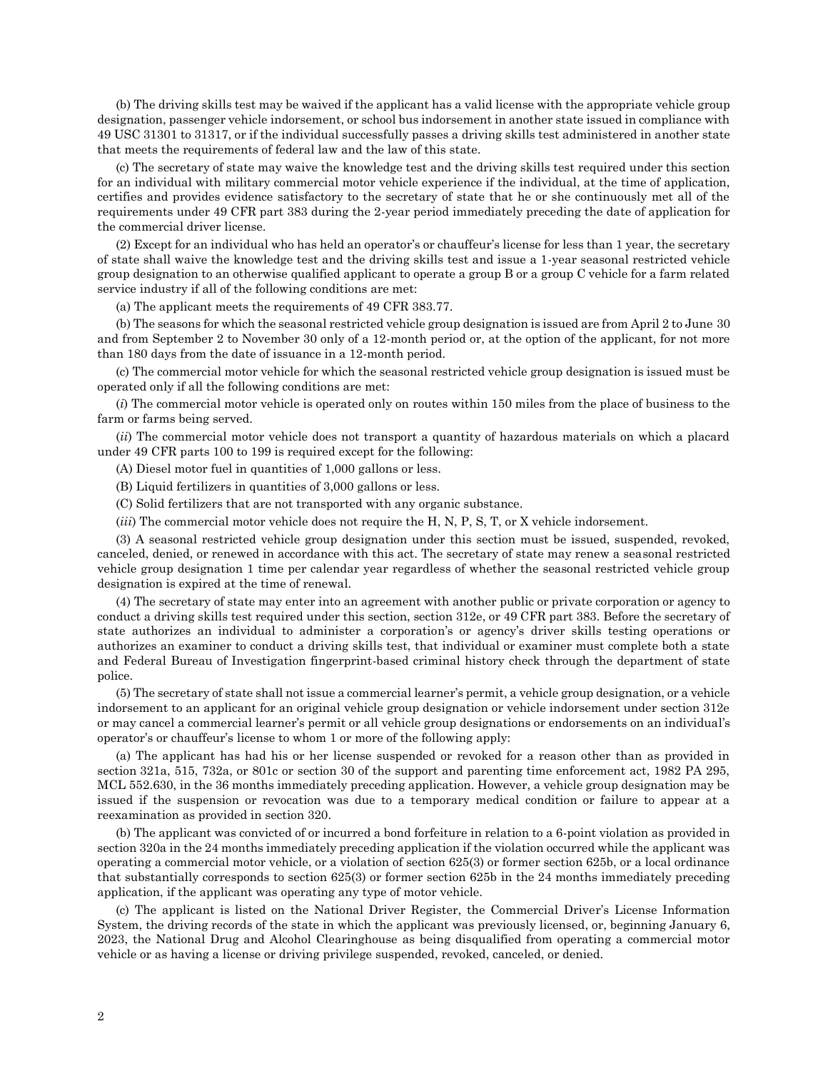(b) The driving skills test may be waived if the applicant has a valid license with the appropriate vehicle group designation, passenger vehicle indorsement, or school bus indorsement in another state issued in compliance with 49 USC 31301 to 31317, or if the individual successfully passes a driving skills test administered in another state that meets the requirements of federal law and the law of this state.

(c) The secretary of state may waive the knowledge test and the driving skills test required under this section for an individual with military commercial motor vehicle experience if the individual, at the time of application, certifies and provides evidence satisfactory to the secretary of state that he or she continuously met all of the requirements under 49 CFR part 383 during the 2-year period immediately preceding the date of application for the commercial driver license.

(2) Except for an individual who has held an operator's or chauffeur's license for less than 1 year, the secretary of state shall waive the knowledge test and the driving skills test and issue a 1-year seasonal restricted vehicle group designation to an otherwise qualified applicant to operate a group B or a group C vehicle for a farm related service industry if all of the following conditions are met:

(a) The applicant meets the requirements of 49 CFR 383.77.

(b) The seasons for which the seasonal restricted vehicle group designation is issued are from April 2 to June 30 and from September 2 to November 30 only of a 12-month period or, at the option of the applicant, for not more than 180 days from the date of issuance in a 12-month period.

(c) The commercial motor vehicle for which the seasonal restricted vehicle group designation is issued must be operated only if all the following conditions are met:

(*i*) The commercial motor vehicle is operated only on routes within 150 miles from the place of business to the farm or farms being served.

(*ii*) The commercial motor vehicle does not transport a quantity of hazardous materials on which a placard under 49 CFR parts 100 to 199 is required except for the following:

(A) Diesel motor fuel in quantities of 1,000 gallons or less.

(B) Liquid fertilizers in quantities of 3,000 gallons or less.

(C) Solid fertilizers that are not transported with any organic substance.

(*iii*) The commercial motor vehicle does not require the H, N, P, S, T, or X vehicle indorsement.

(3) A seasonal restricted vehicle group designation under this section must be issued, suspended, revoked, canceled, denied, or renewed in accordance with this act. The secretary of state may renew a seasonal restricted vehicle group designation 1 time per calendar year regardless of whether the seasonal restricted vehicle group designation is expired at the time of renewal.

(4) The secretary of state may enter into an agreement with another public or private corporation or agency to conduct a driving skills test required under this section, section 312e, or 49 CFR part 383. Before the secretary of state authorizes an individual to administer a corporation's or agency's driver skills testing operations or authorizes an examiner to conduct a driving skills test, that individual or examiner must complete both a state and Federal Bureau of Investigation fingerprint-based criminal history check through the department of state police.

(5) The secretary of state shall not issue a commercial learner's permit, a vehicle group designation, or a vehicle indorsement to an applicant for an original vehicle group designation or vehicle indorsement under section 312e or may cancel a commercial learner's permit or all vehicle group designations or endorsements on an individual's operator's or chauffeur's license to whom 1 or more of the following apply:

(a) The applicant has had his or her license suspended or revoked for a reason other than as provided in section 321a, 515, 732a, or 801c or section 30 of the support and parenting time enforcement act, 1982 PA 295, MCL 552.630, in the 36 months immediately preceding application. However, a vehicle group designation may be issued if the suspension or revocation was due to a temporary medical condition or failure to appear at a reexamination as provided in section 320.

(b) The applicant was convicted of or incurred a bond forfeiture in relation to a 6-point violation as provided in section 320a in the 24 months immediately preceding application if the violation occurred while the applicant was operating a commercial motor vehicle, or a violation of section 625(3) or former section 625b, or a local ordinance that substantially corresponds to section 625(3) or former section 625b in the 24 months immediately preceding application, if the applicant was operating any type of motor vehicle.

(c) The applicant is listed on the National Driver Register, the Commercial Driver's License Information System, the driving records of the state in which the applicant was previously licensed, or, beginning January 6, 2023, the National Drug and Alcohol Clearinghouse as being disqualified from operating a commercial motor vehicle or as having a license or driving privilege suspended, revoked, canceled, or denied.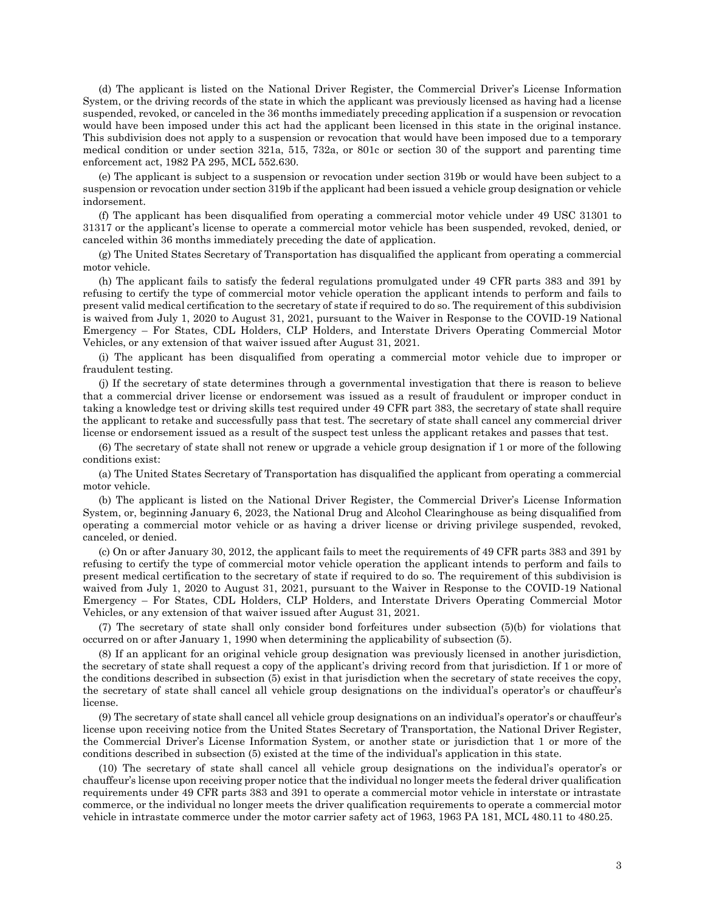(d) The applicant is listed on the National Driver Register, the Commercial Driver's License Information System, or the driving records of the state in which the applicant was previously licensed as having had a license suspended, revoked, or canceled in the 36 months immediately preceding application if a suspension or revocation would have been imposed under this act had the applicant been licensed in this state in the original instance. This subdivision does not apply to a suspension or revocation that would have been imposed due to a temporary medical condition or under section 321a, 515, 732a, or 801c or section 30 of the support and parenting time enforcement act, 1982 PA 295, MCL 552.630.

(e) The applicant is subject to a suspension or revocation under section 319b or would have been subject to a suspension or revocation under section 319b if the applicant had been issued a vehicle group designation or vehicle indorsement.

(f) The applicant has been disqualified from operating a commercial motor vehicle under 49 USC 31301 to 31317 or the applicant's license to operate a commercial motor vehicle has been suspended, revoked, denied, or canceled within 36 months immediately preceding the date of application.

(g) The United States Secretary of Transportation has disqualified the applicant from operating a commercial motor vehicle.

(h) The applicant fails to satisfy the federal regulations promulgated under 49 CFR parts 383 and 391 by refusing to certify the type of commercial motor vehicle operation the applicant intends to perform and fails to present valid medical certification to the secretary of state if required to do so. The requirement of this subdivision is waived from July 1, 2020 to August 31, 2021, pursuant to the Waiver in Response to the COVID-19 National Emergency – For States, CDL Holders, CLP Holders, and Interstate Drivers Operating Commercial Motor Vehicles, or any extension of that waiver issued after August 31, 2021.

(i) The applicant has been disqualified from operating a commercial motor vehicle due to improper or fraudulent testing.

(j) If the secretary of state determines through a governmental investigation that there is reason to believe that a commercial driver license or endorsement was issued as a result of fraudulent or improper conduct in taking a knowledge test or driving skills test required under 49 CFR part 383, the secretary of state shall require the applicant to retake and successfully pass that test. The secretary of state shall cancel any commercial driver license or endorsement issued as a result of the suspect test unless the applicant retakes and passes that test.

(6) The secretary of state shall not renew or upgrade a vehicle group designation if 1 or more of the following conditions exist:

(a) The United States Secretary of Transportation has disqualified the applicant from operating a commercial motor vehicle.

(b) The applicant is listed on the National Driver Register, the Commercial Driver's License Information System, or, beginning January 6, 2023, the National Drug and Alcohol Clearinghouse as being disqualified from operating a commercial motor vehicle or as having a driver license or driving privilege suspended, revoked, canceled, or denied.

(c) On or after January 30, 2012, the applicant fails to meet the requirements of 49 CFR parts 383 and 391 by refusing to certify the type of commercial motor vehicle operation the applicant intends to perform and fails to present medical certification to the secretary of state if required to do so. The requirement of this subdivision is waived from July 1, 2020 to August 31, 2021, pursuant to the Waiver in Response to the COVID-19 National Emergency – For States, CDL Holders, CLP Holders, and Interstate Drivers Operating Commercial Motor Vehicles, or any extension of that waiver issued after August 31, 2021.

(7) The secretary of state shall only consider bond forfeitures under subsection (5)(b) for violations that occurred on or after January 1, 1990 when determining the applicability of subsection (5).

(8) If an applicant for an original vehicle group designation was previously licensed in another jurisdiction, the secretary of state shall request a copy of the applicant's driving record from that jurisdiction. If 1 or more of the conditions described in subsection (5) exist in that jurisdiction when the secretary of state receives the copy, the secretary of state shall cancel all vehicle group designations on the individual's operator's or chauffeur's license.

(9) The secretary of state shall cancel all vehicle group designations on an individual's operator's or chauffeur's license upon receiving notice from the United States Secretary of Transportation, the National Driver Register, the Commercial Driver's License Information System, or another state or jurisdiction that 1 or more of the conditions described in subsection (5) existed at the time of the individual's application in this state.

(10) The secretary of state shall cancel all vehicle group designations on the individual's operator's or chauffeur's license upon receiving proper notice that the individual no longer meets the federal driver qualification requirements under 49 CFR parts 383 and 391 to operate a commercial motor vehicle in interstate or intrastate commerce, or the individual no longer meets the driver qualification requirements to operate a commercial motor vehicle in intrastate commerce under the motor carrier safety act of 1963, 1963 PA 181, MCL 480.11 to 480.25.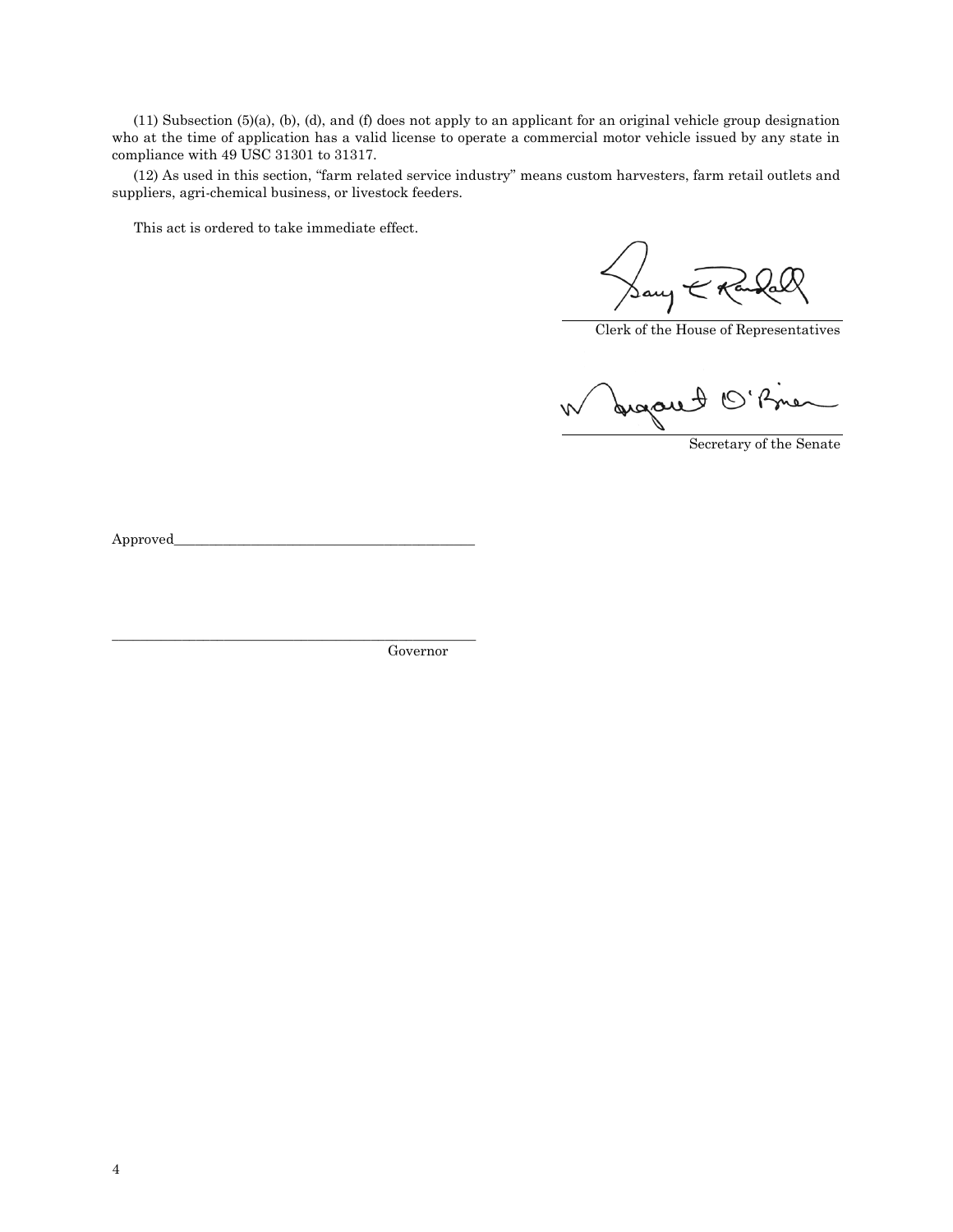(11) Subsection (5)(a), (b), (d), and (f) does not apply to an applicant for an original vehicle group designation who at the time of application has a valid license to operate a commercial motor vehicle issued by any state in compliance with 49 USC 31301 to 31317.

(12) As used in this section, "farm related service industry" means custom harvesters, farm retail outlets and suppliers, agri-chemical business, or livestock feeders.

This act is ordered to take immediate effect.

Clerk of the House of Representatives

Secretary of the Senate

Approved\_\_\_\_\_\_\_\_\_\_\_\_\_\_\_\_\_\_\_\_\_\_\_\_\_\_\_\_\_\_\_\_\_\_\_\_\_\_\_\_

\_\_\_\_\_\_\_\_\_\_\_\_\_\_\_\_\_\_\_\_\_\_\_\_\_\_\_\_\_\_\_\_\_\_\_\_\_\_\_\_\_\_\_\_\_\_\_\_

Governor